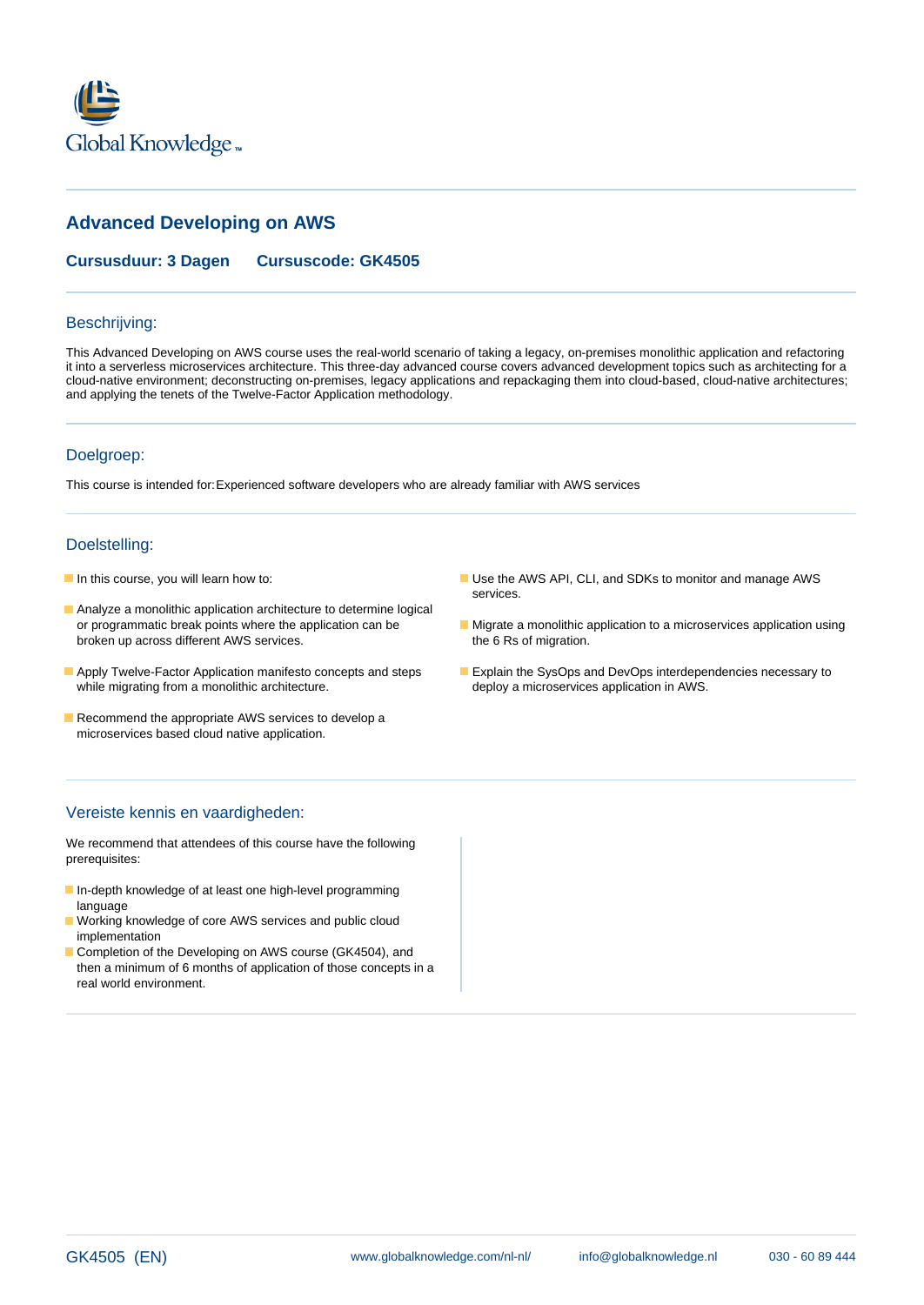Global Knowledge™

# Advanced Developing on AWS

**Cursusduur: 3 Dagen** **Cursuscode: GK4505**

## Beschrijving:

This Advanced Developing on AWS course uses the real-world scenario of taking a legacy, on-premises monolithic application and refactoring it into a serverless microservices architecture. This three-day advanced course covers advanced development topics such as architecting for a cloud-native environment; deconstructing on-premises, legacy applications and repackaging them into cloud-based, cloud-native architectures; and applying the tenets of the Twelve-Factor Application methodology.

## Doelgroep:

This course is intended for: Experienced software developers who are already familiar with AWS services

## Doelstelling:

- In this course, you will learn how to:
- Analyze a monolithic application architecture to determine logical or programmatic break points where the application can be broken up across different AWS services.
- Apply Twelve-Factor Application manifesto concepts and steps while migrating from a monolithic architecture.
- Recommend the appropriate AWS services to develop a microservices based cloud native application.
- Use the AWS API, CLI, and SDKs to monitor and manage AWS services.
- Migrate a monolithic application to a microservices application using the 6 Rs of migration.
- Explain the SysOps and DevOps interdependencies necessary to deploy a microservices application in AWS.

## Vereiste kennis en vaardigheden:

We recommend that attendees of this course have the following prerequisites:

- In-depth knowledge of at least one high-level programming language
- Working knowledge of core AWS services and public cloud implementation
- Completion of the Developing on AWS course (GK4504), and then a minimum of 6 months of application of those concepts in a real world environment.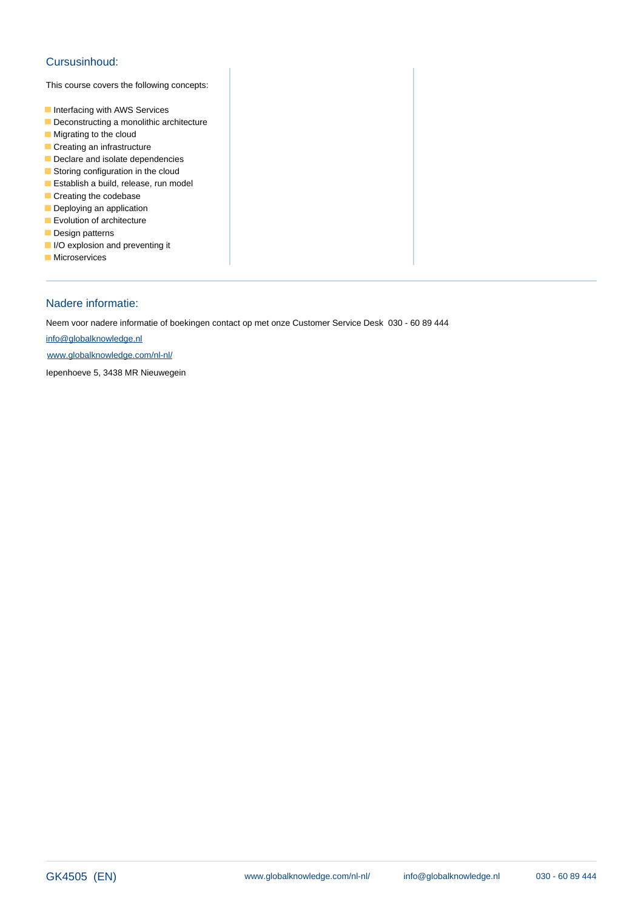## Cursusinhoud:

This course covers the following concepts:

- Interfacing with AWS Services
- Deconstructing a monolithic architecture
- Migrating to the cloud
- Creating an infrastructure
- Declare and isolate dependencies
- Storing configuration in the cloud
- Establish a build, release, run model
- Creating the codebase
- Deploying an application
- Evolution of architecture
- Design patterns
- I/O explosion and preventing it
- Microservices

## Nadere informatie:

Neem voor nadere informatie of boekingen contact op met onze Customer Service Desk  030 - 60 89 444

info@globalknowledge.nl

www.globalknowledge.com/nl-nl/

Iepenhoeve 5, 3438 MR Nieuwegein